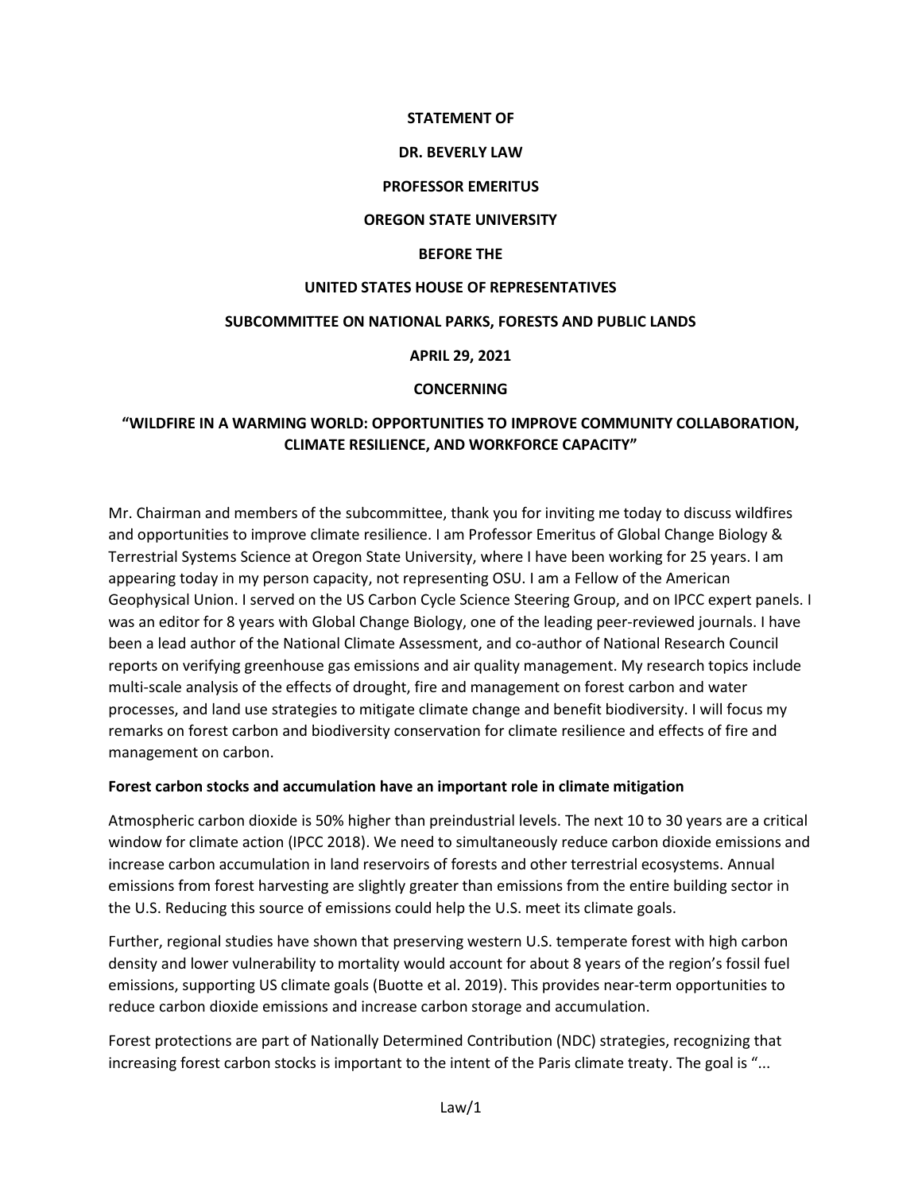**STATEMENT OF**

**DR. BEVERLY LAW**

**PROFESSOR EMERITUS**

**OREGON STATE UNIVERSITY**

**BEFORE THE**

**UNITED STATES HOUSE OF REPRESENTATIVES**

**SUBCOMMITTEE ON NATIONAL PARKS, FORESTS AND PUBLIC LANDS**

**APRIL 29, 2021**

**CONCERNING**

**"WILDFIRE IN A WARMING WORLD: OPPORTUNITIES TO IMPROVE COMMUNITY COLLABORATION, CLIMATE RESILIENCE, AND WORKFORCE CAPACITY"**

Mr. Chairman and members of the subcommittee, thank you for inviting me today to discuss wildfires and opportunities to improve climate resilience. I am Professor Emeritus of Global Change Biology & Terrestrial Systems Science at Oregon State University, where I have been working for 25 years. I am appearing today in my person capacity, not representing OSU. I am a Fellow of the American Geophysical Union. I served on the US Carbon Cycle Science Steering Group, and on IPCC expert panels. I was an editor for 8 years with Global Change Biology, one of the leading peer-reviewed journals. I have been a lead author of the National Climate Assessment, and co-author of National Research Council reports on verifying greenhouse gas emissions and air quality management. My research topics include multi-scale analysis of the effects of drought, fire and management on forest carbon and water processes, and land use strategies to mitigate climate change and benefit biodiversity. I will focus my remarks on forest carbon and biodiversity conservation for climate resilience and effects of fire and management on carbon.

**Forest carbon stocks and accumulation have an important role in climate mitigation**

Atmospheric carbon dioxide is 50% higher than preindustrial levels. The next 10 to 30 years are a critical window for climate action (IPCC 2018). We need to simultaneously reduce carbon dioxide emissions and increase carbon accumulation in land reservoirs of forests and other terrestrial ecosystems. Annual emissions from forest harvesting are slightly greater than emissions from the entire building sector in the U.S. Reducing this source of emissions could help the U.S. meet its climate goals.

Further, regional studies have shown that preserving western U.S. temperate forest with high carbon density and lower vulnerability to mortality would account for about 8 years of the region's fossil fuel emissions, supporting US climate goals (Buotte et al. 2019). This provides near-term opportunities to reduce carbon dioxide emissions and increase carbon storage and accumulation.

Forest protections are part of Nationally Determined Contribution (NDC) strategies, recognizing that increasing forest carbon stocks is important to the intent of the Paris climate treaty. The goal is "...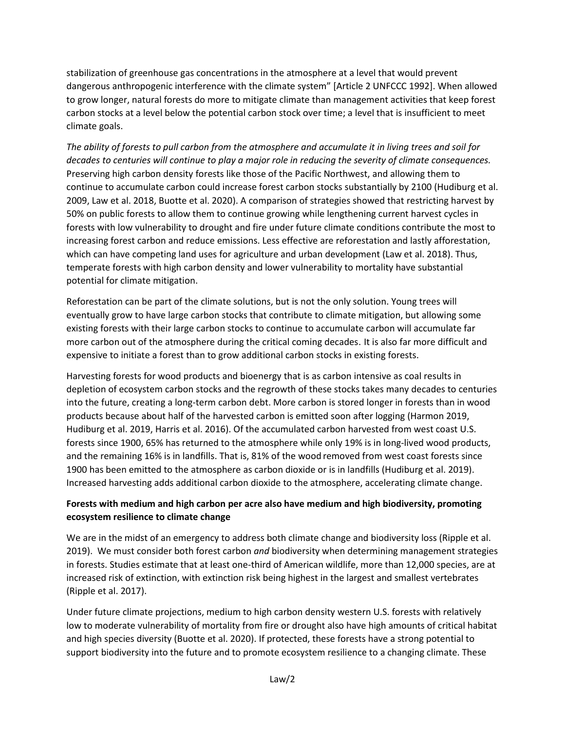stabilization of greenhouse gas concentrations in the atmosphere at a level that would prevent dangerous anthropogenic interference with the climate system" [Article 2 UNFCCC 1992]. When allowed to grow longer, natural forests do more to mitigate climate than management activities that keep forest carbon stocks at a level below the potential carbon stock over time; a level that is insufficient to meet climate goals.

*The ability of forests to pull carbon from the atmosphere and accumulate it in living trees and soil for decades to centuries will continue to play a major role in reducing the severity of climate consequences.* Preserving high carbon density forests like those of the Pacific Northwest, and allowing them to continue to accumulate carbon could increase forest carbon stocks substantially by 2100 (Hudiburg et al. 2009, Law et al. 2018, Buotte et al. 2020). A comparison of strategies showed that restricting harvest by 50% on public forests to allow them to continue growing while lengthening current harvest cycles in forests with low vulnerability to drought and fire under future climate conditions contribute the most to increasing forest carbon and reduce emissions. Less effective are reforestation and lastly afforestation, which can have competing land uses for agriculture and urban development (Law et al. 2018). Thus, temperate forests with high carbon density and lower vulnerability to mortality have substantial potential for climate mitigation.

Reforestation can be part of the climate solutions, but is not the only solution. Young trees will eventually grow to have large carbon stocks that contribute to climate mitigation, but allowing some existing forests with their large carbon stocks to continue to accumulate carbon will accumulate far more carbon out of the atmosphere during the critical coming decades. It is also far more difficult and expensive to initiate a forest than to grow additional carbon stocks in existing forests.

Harvesting forests for wood products and bioenergy that is as carbon intensive as coal results in depletion of ecosystem carbon stocks and the regrowth of these stocks takes many decades to centuries into the future, creating a long-term carbon debt. More carbon is stored longer in forests than in wood products because about half of the harvested carbon is emitted soon after logging (Harmon 2019, Hudiburg et al. 2019, Harris et al. 2016). Of the accumulated carbon harvested from west coast U.S. forests since 1900, 65% has returned to the atmosphere while only 19% is in long-lived wood products, and the remaining 16% is in landfills. That is, 81% of the wood removed from west coast forests since 1900 has been emitted to the atmosphere as carbon dioxide or is in landfills (Hudiburg et al. 2019). Increased harvesting adds additional carbon dioxide to the atmosphere, accelerating climate change.

**Forests with medium and high carbon per acre also have medium and high biodiversity, promoting ecosystem resilience to climate change**

We are in the midst of an emergency to address both climate change and biodiversity loss (Ripple et al. 2019). We must consider both forest carbon *and* biodiversity when determining management strategies in forests. Studies estimate that at least one-third of American wildlife, more than 12,000 species, are at increased risk of extinction, with extinction risk being highest in the largest and smallest vertebrates (Ripple et al. 2017).

Under future climate projections, medium to high carbon density western U.S. forests with relatively low to moderate vulnerability of mortality from fire or drought also have high amounts of critical habitat and high species diversity (Buotte et al. 2020). If protected, these forests have a strong potential to support biodiversity into the future and to promote ecosystem resilience to a changing climate. These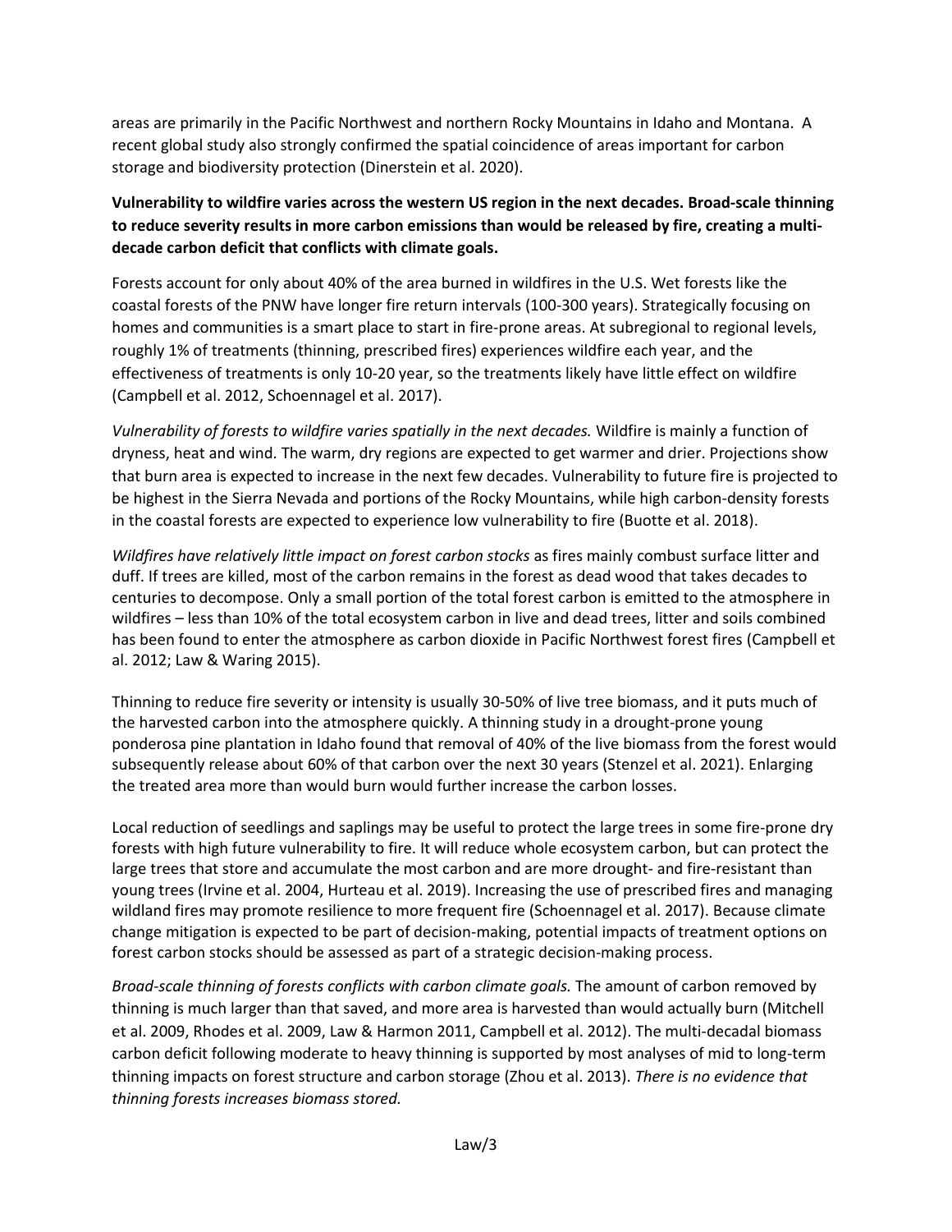areas are primarily in the Pacific Northwest and northern Rocky Mountains in Idaho and Montana. A recent global study also strongly confirmed the spatial coincidence of areas important for carbon storage and biodiversity protection (Dinerstein et al. 2020).

**Vulnerability to wildfire varies across the western US region in the next decades. Broad-scale thinning to reduce severity results in more carbon emissions than would be released by fire, creating a multi-decade carbon deficit that conflicts with climate goals.**

Forests account for only about 40% of the area burned in wildfires in the U.S. Wet forests like the coastal forests of the PNW have longer fire return intervals (100-300 years). Strategically focusing on homes and communities is a smart place to start in fire-prone areas. At subregional to regional levels, roughly 1% of treatments (thinning, prescribed fires) experiences wildfire each year, and the effectiveness of treatments is only 10-20 year, so the treatments likely have little effect on wildfire (Campbell et al. 2012, Schoennagel et al. 2017).

*Vulnerability of forests to wildfire varies spatially in the next decades.* Wildfire is mainly a function of dryness, heat and wind. The warm, dry regions are expected to get warmer and drier. Projections show that burn area is expected to increase in the next few decades. Vulnerability to future fire is projected to be highest in the Sierra Nevada and portions of the Rocky Mountains, while high carbon-density forests in the coastal forests are expected to experience low vulnerability to fire (Buotte et al. 2018).

*Wildfires have relatively little impact on forest carbon stocks* as fires mainly combust surface litter and duff. If trees are killed, most of the carbon remains in the forest as dead wood that takes decades to centuries to decompose. Only a small portion of the total forest carbon is emitted to the atmosphere in wildfires – less than 10% of the total ecosystem carbon in live and dead trees, litter and soils combined has been found to enter the atmosphere as carbon dioxide in Pacific Northwest forest fires (Campbell et al. 2012; Law & Waring 2015).

Thinning to reduce fire severity or intensity is usually 30-50% of live tree biomass, and it puts much of the harvested carbon into the atmosphere quickly. A thinning study in a drought-prone young ponderosa pine plantation in Idaho found that removal of 40% of the live biomass from the forest would subsequently release about 60% of that carbon over the next 30 years (Stenzel et al. 2021). Enlarging the treated area more than would burn would further increase the carbon losses.

Local reduction of seedlings and saplings may be useful to protect the large trees in some fire-prone dry forests with high future vulnerability to fire. It will reduce whole ecosystem carbon, but can protect the large trees that store and accumulate the most carbon and are more drought- and fire-resistant than young trees (Irvine et al. 2004, Hurteau et al. 2019). Increasing the use of prescribed fires and managing wildland fires may promote resilience to more frequent fire (Schoennagel et al. 2017). Because climate change mitigation is expected to be part of decision-making, potential impacts of treatment options on forest carbon stocks should be assessed as part of a strategic decision-making process.

*Broad-scale thinning of forests conflicts with carbon climate goals.* The amount of carbon removed by thinning is much larger than that saved, and more area is harvested than would actually burn (Mitchell et al. 2009, Rhodes et al. 2009, Law & Harmon 2011, Campbell et al. 2012). The multi-decadal biomass carbon deficit following moderate to heavy thinning is supported by most analyses of mid to long-term thinning impacts on forest structure and carbon storage (Zhou et al. 2013). *There is no evidence that thinning forests increases biomass stored.*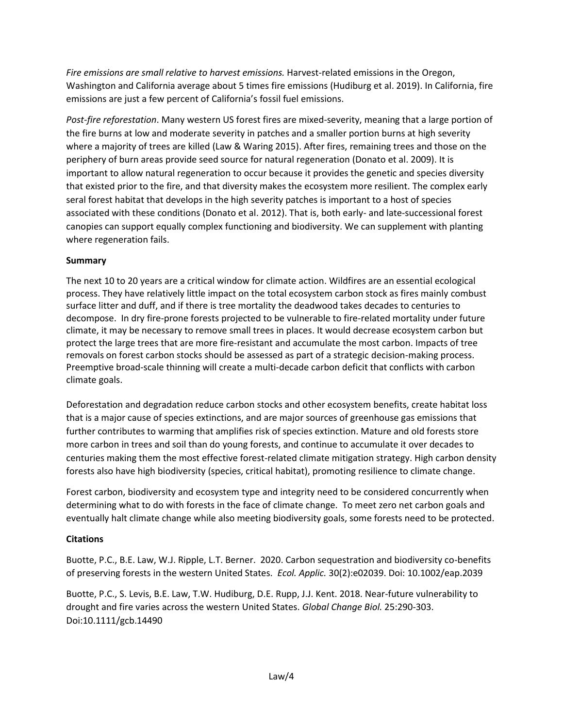*Fire emissions are small relative to harvest emissions.* Harvest-related emissions in the Oregon, Washington and California average about 5 times fire emissions (Hudiburg et al. 2019). In California, fire emissions are just a few percent of California's fossil fuel emissions.

*Post-fire reforestation*. Many western US forest fires are mixed-severity, meaning that a large portion of the fire burns at low and moderate severity in patches and a smaller portion burns at high severity where a majority of trees are killed (Law & Waring 2015). After fires, remaining trees and those on the periphery of burn areas provide seed source for natural regeneration (Donato et al. 2009). It is important to allow natural regeneration to occur because it provides the genetic and species diversity that existed prior to the fire, and that diversity makes the ecosystem more resilient. The complex early seral forest habitat that develops in the high severity patches is important to a host of species associated with these conditions (Donato et al. 2012). That is, both early- and late-successional forest canopies can support equally complex functioning and biodiversity. We can supplement with planting where regeneration fails.

**Summary**

The next 10 to 20 years are a critical window for climate action. Wildfires are an essential ecological process. They have relatively little impact on the total ecosystem carbon stock as fires mainly combust surface litter and duff, and if there is tree mortality the deadwood takes decades to centuries to decompose. In dry fire-prone forests projected to be vulnerable to fire-related mortality under future climate, it may be necessary to remove small trees in places. It would decrease ecosystem carbon but protect the large trees that are more fire-resistant and accumulate the most carbon. Impacts of tree removals on forest carbon stocks should be assessed as part of a strategic decision-making process. Preemptive broad-scale thinning will create a multi-decade carbon deficit that conflicts with carbon climate goals.

Deforestation and degradation reduce carbon stocks and other ecosystem benefits, create habitat loss that is a major cause of species extinctions, and are major sources of greenhouse gas emissions that further contributes to warming that amplifies risk of species extinction. Mature and old forests store more carbon in trees and soil than do young forests, and continue to accumulate it over decades to centuries making them the most effective forest-related climate mitigation strategy. High carbon density forests also have high biodiversity (species, critical habitat), promoting resilience to climate change.

Forest carbon, biodiversity and ecosystem type and integrity need to be considered concurrently when determining what to do with forests in the face of climate change. To meet zero net carbon goals and eventually halt climate change while also meeting biodiversity goals, some forests need to be protected.

**Citations**

Buotte, P.C., B.E. Law, W.J. Ripple, L.T. Berner. 2020. Carbon sequestration and biodiversity co-benefits of preserving forests in the western United States. *Ecol. Applic.* 30(2):e02039. Doi: 10.1002/eap.2039

Buotte, P.C., S. Levis, B.E. Law, T.W. Hudiburg, D.E. Rupp, J.J. Kent. 2018. Near-future vulnerability to drought and fire varies across the western United States. *Global Change Biol.* 25:290-303. Doi:10.1111/gcb.14490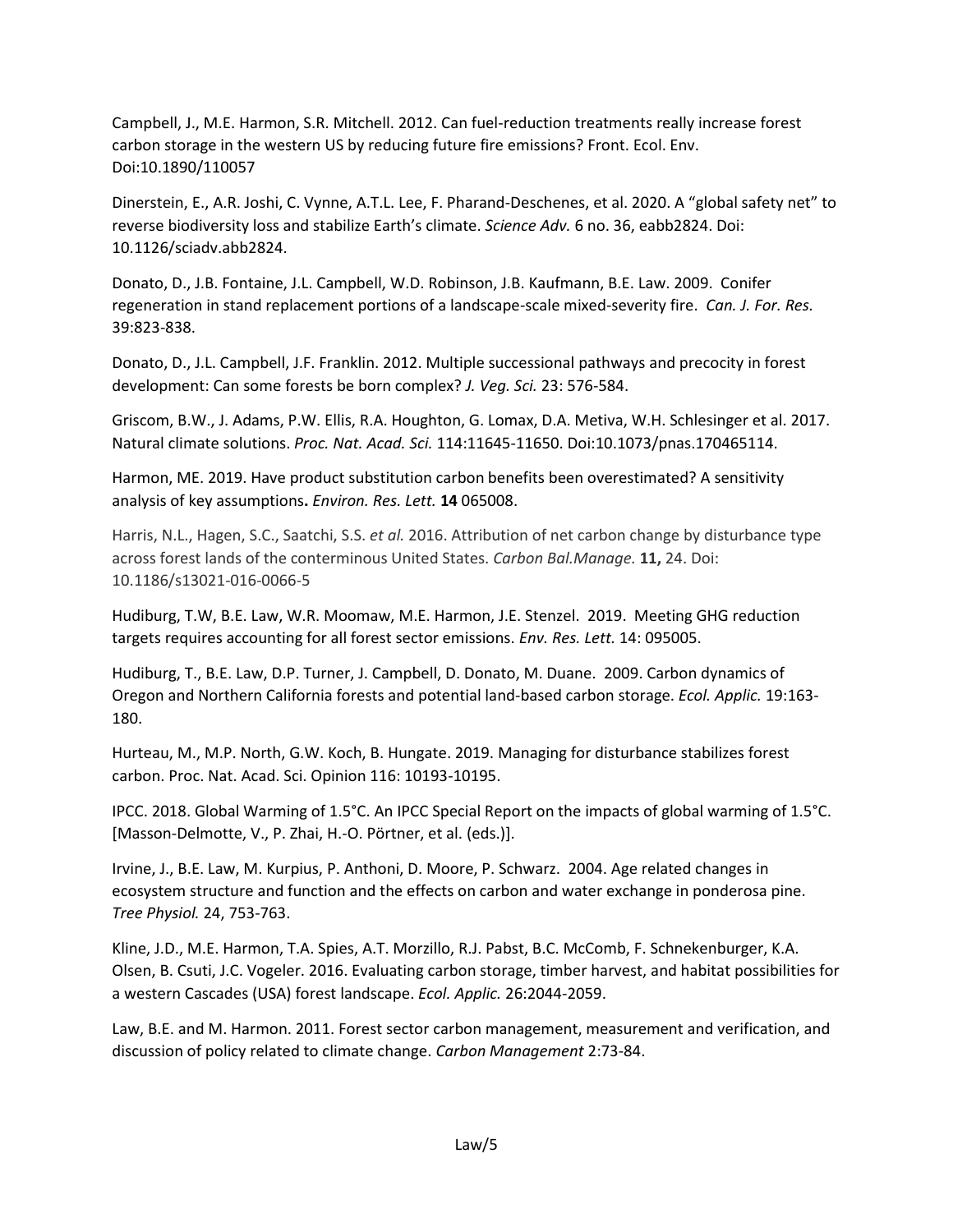Campbell, J., M.E. Harmon, S.R. Mitchell. 2012. Can fuel-reduction treatments really increase forest carbon storage in the western US by reducing future fire emissions? Front. Ecol. Env. Doi:10.1890/110057

Dinerstein, E., A.R. Joshi, C. Vynne, A.T.L. Lee, F. Pharand-Deschenes, et al. 2020. A "global safety net" to reverse biodiversity loss and stabilize Earth's climate. *Science Adv.* 6 no. 36, eabb2824. Doi: 10.1126/sciadv.abb2824.

Donato, D., J.B. Fontaine, J.L. Campbell, W.D. Robinson, J.B. Kaufmann, B.E. Law. 2009. Conifer regeneration in stand replacement portions of a landscape-scale mixed-severity fire. *Can. J. For. Res.* 39:823-838.

Donato, D., J.L. Campbell, J.F. Franklin. 2012. Multiple successional pathways and precocity in forest development: Can some forests be born complex? *J. Veg. Sci.* 23: 576-584.

Griscom, B.W., J. Adams, P.W. Ellis, R.A. Houghton, G. Lomax, D.A. Metiva, W.H. Schlesinger et al. 2017. Natural climate solutions. *Proc. Nat. Acad. Sci.* 114:11645-11650. Doi:10.1073/pnas.170465114.

Harmon, ME. 2019. Have product substitution carbon benefits been overestimated? A sensitivity analysis of key assumptions**.** *Environ. Res. Lett.* **14** 065008.

Harris, N.L., Hagen, S.C., Saatchi, S.S. *et al.* 2016. Attribution of net carbon change by disturbance type across forest lands of the conterminous United States. *Carbon Bal.Manage.* **11,** 24. Doi: 10.1186/s13021-016-0066-5

Hudiburg, T.W, B.E. Law, W.R. Moomaw, M.E. Harmon, J.E. Stenzel. 2019. Meeting GHG reduction targets requires accounting for all forest sector emissions. *Env. Res. Lett.* 14: 095005.

Hudiburg, T., B.E. Law, D.P. Turner, J. Campbell, D. Donato, M. Duane. 2009. Carbon dynamics of Oregon and Northern California forests and potential land-based carbon storage. *Ecol. Applic.* 19:163-180.

Hurteau, M., M.P. North, G.W. Koch, B. Hungate. 2019. Managing for disturbance stabilizes forest carbon. Proc. Nat. Acad. Sci. Opinion 116: 10193-10195.

IPCC. 2018. Global Warming of 1.5°C. An IPCC Special Report on the impacts of global warming of 1.5°C. [Masson-Delmotte, V., P. Zhai, H.-O. Pörtner, et al. (eds.)].

Irvine, J., B.E. Law, M. Kurpius, P. Anthoni, D. Moore, P. Schwarz. 2004. Age related changes in ecosystem structure and function and the effects on carbon and water exchange in ponderosa pine. *Tree Physiol.* 24, 753-763.

Kline, J.D., M.E. Harmon, T.A. Spies, A.T. Morzillo, R.J. Pabst, B.C. McComb, F. Schnekenburger, K.A. Olsen, B. Csuti, J.C. Vogeler. 2016. Evaluating carbon storage, timber harvest, and habitat possibilities for a western Cascades (USA) forest landscape. *Ecol. Applic.* 26:2044-2059.

Law, B.E. and M. Harmon. 2011. Forest sector carbon management, measurement and verification, and discussion of policy related to climate change. *Carbon Management* 2:73-84.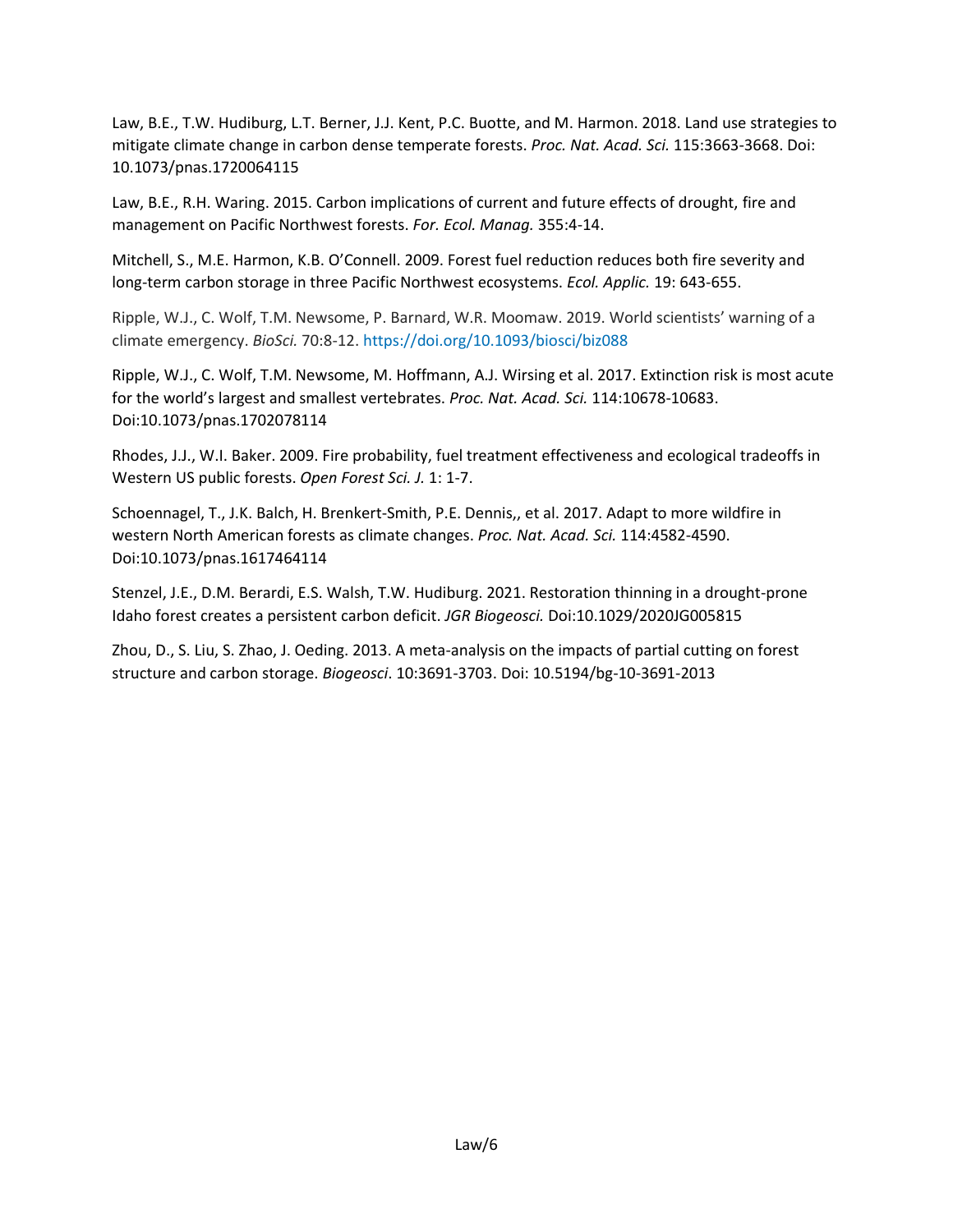Law, B.E., T.W. Hudiburg, L.T. Berner, J.J. Kent, P.C. Buotte, and M. Harmon. 2018. Land use strategies to mitigate climate change in carbon dense temperate forests. *Proc. Nat. Acad. Sci.* 115:3663-3668. Doi: 10.1073/pnas.1720064115

Law, B.E., R.H. Waring. 2015. Carbon implications of current and future effects of drought, fire and management on Pacific Northwest forests. *For. Ecol. Manag.* 355:4-14.

Mitchell, S., M.E. Harmon, K.B. O'Connell. 2009. Forest fuel reduction reduces both fire severity and long-term carbon storage in three Pacific Northwest ecosystems. *Ecol. Applic.* 19: 643-655.

Ripple, W.J., C. Wolf, T.M. Newsome, P. Barnard, W.R. Moomaw. 2019. World scientists' warning of a climate emergency. *BioSci.* 70:8-12. https://doi.org/10.1093/biosci/biz088

Ripple, W.J., C. Wolf, T.M. Newsome, M. Hoffmann, A.J. Wirsing et al. 2017. Extinction risk is most acute for the world's largest and smallest vertebrates. *Proc. Nat. Acad. Sci.* 114:10678-10683. Doi:10.1073/pnas.1702078114

Rhodes, J.J., W.I. Baker. 2009. Fire probability, fuel treatment effectiveness and ecological tradeoffs in Western US public forests. *Open Forest Sci. J.* 1: 1-7.

Schoennagel, T., J.K. Balch, H. Brenkert-Smith, P.E. Dennis,, et al. 2017. Adapt to more wildfire in western North American forests as climate changes. *Proc. Nat. Acad. Sci.* 114:4582-4590. Doi:10.1073/pnas.1617464114

Stenzel, J.E., D.M. Berardi, E.S. Walsh, T.W. Hudiburg. 2021. Restoration thinning in a drought-prone Idaho forest creates a persistent carbon deficit. *JGR Biogeosci.* Doi:10.1029/2020JG005815

Zhou, D., S. Liu, S. Zhao, J. Oeding. 2013. A meta-analysis on the impacts of partial cutting on forest structure and carbon storage. *Biogeosci*. 10:3691-3703. Doi: 10.5194/bg-10-3691-2013